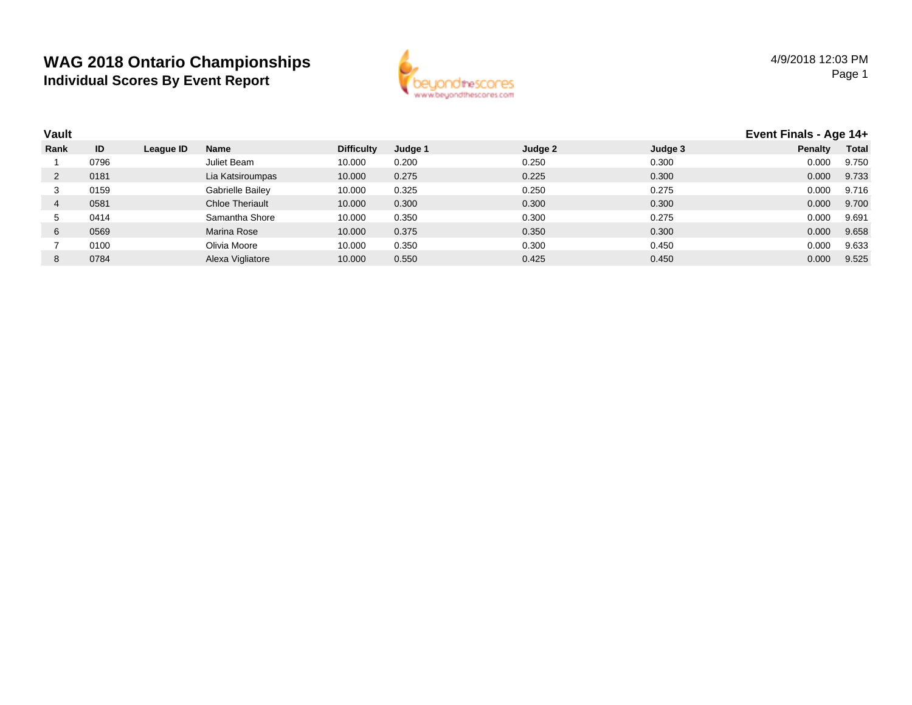# WAG 2018 Ontario Championships

## Individual Scores By Event Report

4/9/2018 12:03 PM

**Vault** — **Event Finals - Age 14+**

| Rank | ID | League ID | Name | Difficulty | Judge 1 | Judge 2 | Judge 3 | Penalty | Total |
|---|---|---|---|---|---|---|---|---|---|
| 1 | 0796 | | Juliet Beam | 10.000 | 0.200 | 0.250 | 0.300 | 0.000 | 9.750 |
| 2 | 0181 | | Lia Katsiroumpas | 10.000 | 0.275 | 0.225 | 0.300 | 0.000 | 9.733 |
| 3 | 0159 | | Gabrielle Bailey | 10.000 | 0.325 | 0.250 | 0.275 | 0.000 | 9.716 |
| 4 | 0581 | | Chloe Theriault | 10.000 | 0.300 | 0.300 | 0.300 | 0.000 | 9.700 |
| 5 | 0414 | | Samantha Shore | 10.000 | 0.350 | 0.300 | 0.275 | 0.000 | 9.691 |
| 6 | 0569 | | Marina Rose | 10.000 | 0.375 | 0.350 | 0.300 | 0.000 | 9.658 |
| 7 | 0100 | | Olivia Moore | 10.000 | 0.350 | 0.300 | 0.450 | 0.000 | 9.633 |
| 8 | 0784 | | Alexa Vigliatore | 10.000 | 0.550 | 0.425 | 0.450 | 0.000 | 9.525 |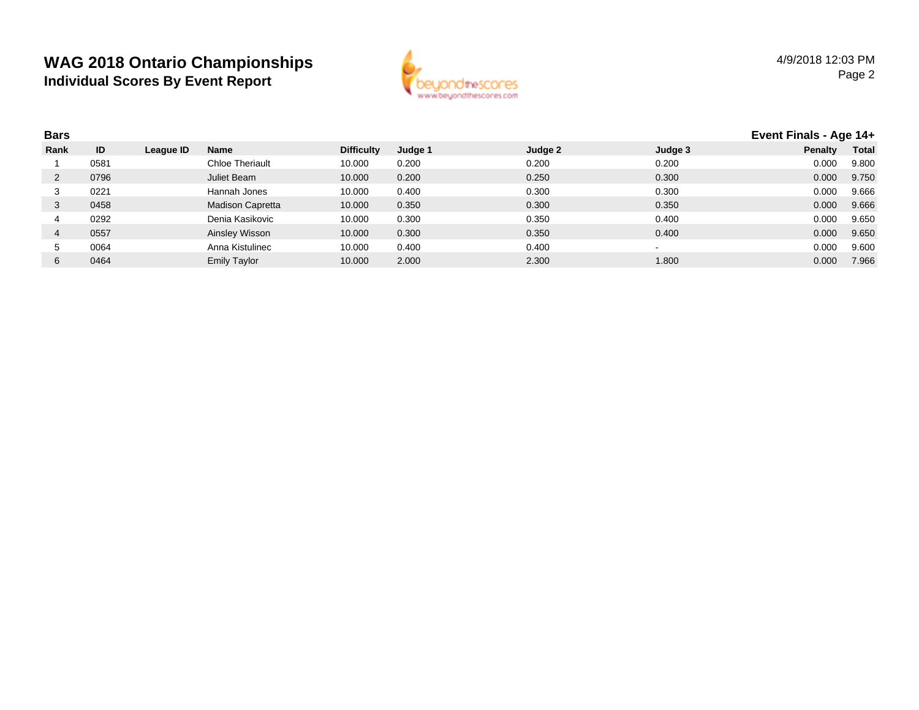# WAG 2018 Ontario Championships

## Individual Scores By Event Report

4/9/2018 12:03 PM

### Bars

**Event Finals - Age 14+**

| Rank | ID | League ID | Name | Difficulty | Judge 1 | Judge 2 | Judge 3 | Penalty | Total |
|---|---|---|---|---|---|---|---|---|---|
| 1 | 0581 | | Chloe Theriault | 10.000 | 0.200 | 0.200 | 0.200 | 0.000 | 9.800 |
| 2 | 0796 | | Juliet Beam | 10.000 | 0.200 | 0.250 | 0.300 | 0.000 | 9.750 |
| 3 | 0221 | | Hannah Jones | 10.000 | 0.400 | 0.300 | 0.300 | 0.000 | 9.666 |
| 3 | 0458 | | Madison Capretta | 10.000 | 0.350 | 0.300 | 0.350 | 0.000 | 9.666 |
| 4 | 0292 | | Denia Kasikovic | 10.000 | 0.300 | 0.350 | 0.400 | 0.000 | 9.650 |
| 4 | 0557 | | Ainsley Wisson | 10.000 | 0.300 | 0.350 | 0.400 | 0.000 | 9.650 |
| 5 | 0064 | | Anna Kistulinec | 10.000 | 0.400 | 0.400 | - | 0.000 | 9.600 |
| 6 | 0464 | | Emily Taylor | 10.000 | 2.000 | 2.300 | 1.800 | 0.000 | 7.966 |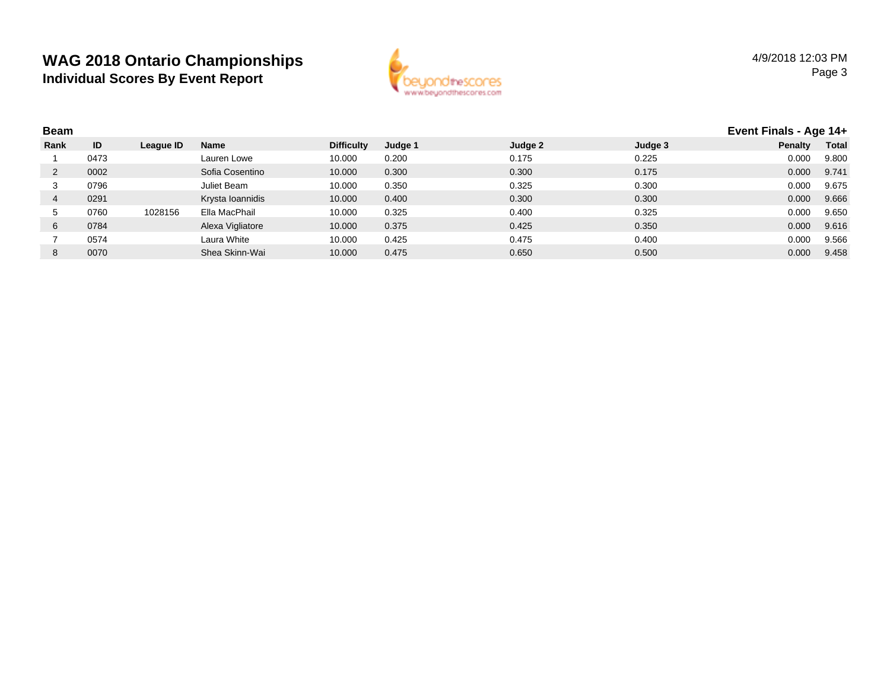# WAG 2018 Ontario Championships

## Individual Scores By Event Report

4/9/2018 12:03 PM

### Beam

**Event Finals - Age 14+**

| Rank | ID | League ID | Name | Difficulty | Judge 1 | Judge 2 | Judge 3 | Penalty | Total |
|---|---|---|---|---|---|---|---|---|---|
| 1 | 0473 | | Lauren Lowe | 10.000 | 0.200 | 0.175 | 0.225 | 0.000 | 9.800 |
| 2 | 0002 | | Sofia Cosentino | 10.000 | 0.300 | 0.300 | 0.175 | 0.000 | 9.741 |
| 3 | 0796 | | Juliet Beam | 10.000 | 0.350 | 0.325 | 0.300 | 0.000 | 9.675 |
| 4 | 0291 | | Krysta Ioannidis | 10.000 | 0.400 | 0.300 | 0.300 | 0.000 | 9.666 |
| 5 | 0760 | 1028156 | Ella MacPhail | 10.000 | 0.325 | 0.400 | 0.325 | 0.000 | 9.650 |
| 6 | 0784 | | Alexa Vigliatore | 10.000 | 0.375 | 0.425 | 0.350 | 0.000 | 9.616 |
| 7 | 0574 | | Laura White | 10.000 | 0.425 | 0.475 | 0.400 | 0.000 | 9.566 |
| 8 | 0070 | | Shea Skinn-Wai | 10.000 | 0.475 | 0.650 | 0.500 | 0.000 | 9.458 |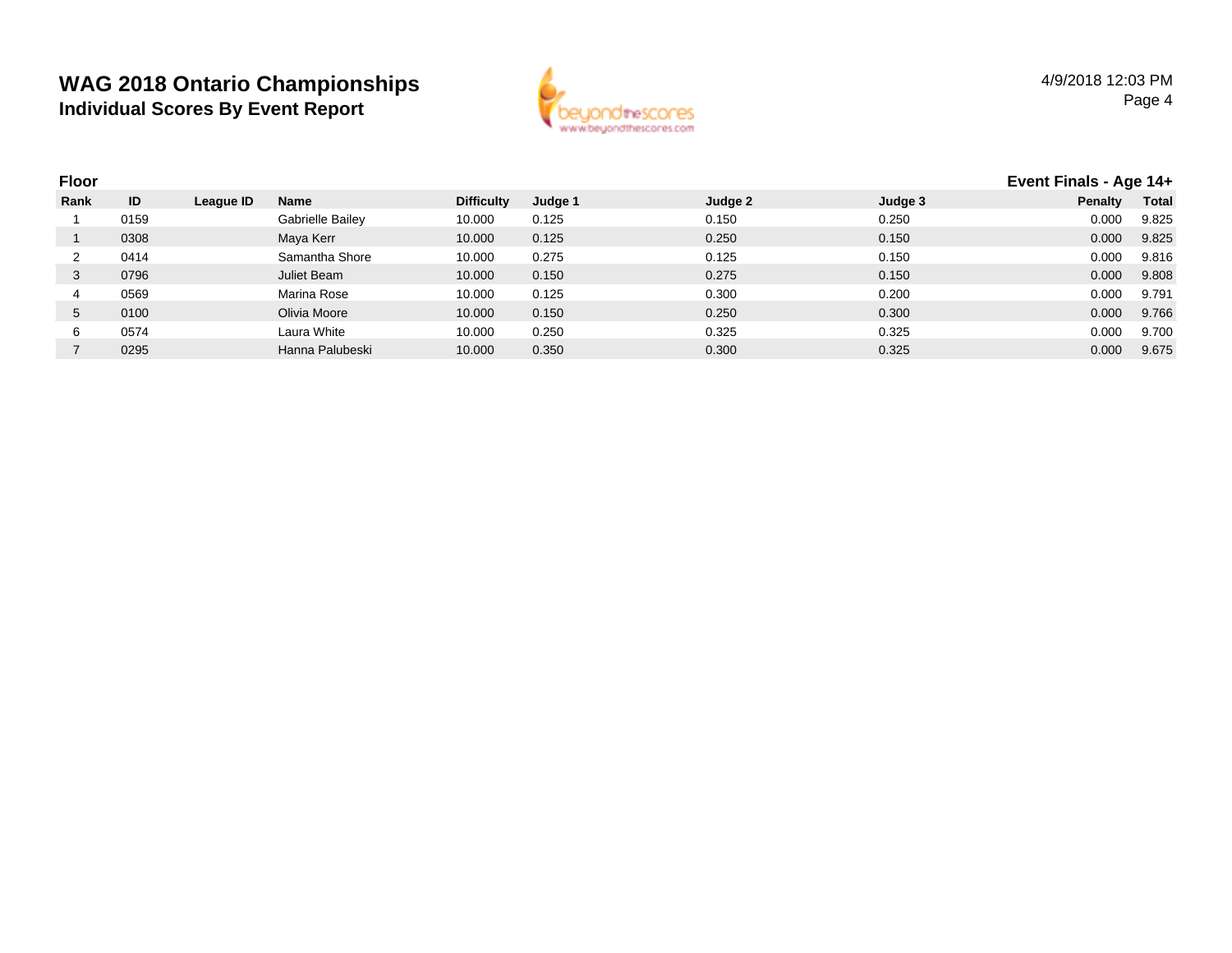# WAG 2018 Ontario Championships

## Individual Scores By Event Report

4/9/2018 12:03 PM

**Floor** — **Event Finals - Age 14+**

| Rank | ID | League ID | Name | Difficulty | Judge 1 | Judge 2 | Judge 3 | Penalty | Total |
|---|---|---|---|---|---|---|---|---|---|
| 1 | 0159 | | Gabrielle Bailey | 10.000 | 0.125 | 0.150 | 0.250 | 0.000 | 9.825 |
| 1 | 0308 | | Maya Kerr | 10.000 | 0.125 | 0.250 | 0.150 | 0.000 | 9.825 |
| 2 | 0414 | | Samantha Shore | 10.000 | 0.275 | 0.125 | 0.150 | 0.000 | 9.816 |
| 3 | 0796 | | Juliet Beam | 10.000 | 0.150 | 0.275 | 0.150 | 0.000 | 9.808 |
| 4 | 0569 | | Marina Rose | 10.000 | 0.125 | 0.300 | 0.200 | 0.000 | 9.791 |
| 5 | 0100 | | Olivia Moore | 10.000 | 0.150 | 0.250 | 0.300 | 0.000 | 9.766 |
| 6 | 0574 | | Laura White | 10.000 | 0.250 | 0.325 | 0.325 | 0.000 | 9.700 |
| 7 | 0295 | | Hanna Palubeski | 10.000 | 0.350 | 0.300 | 0.325 | 0.000 | 9.675 |